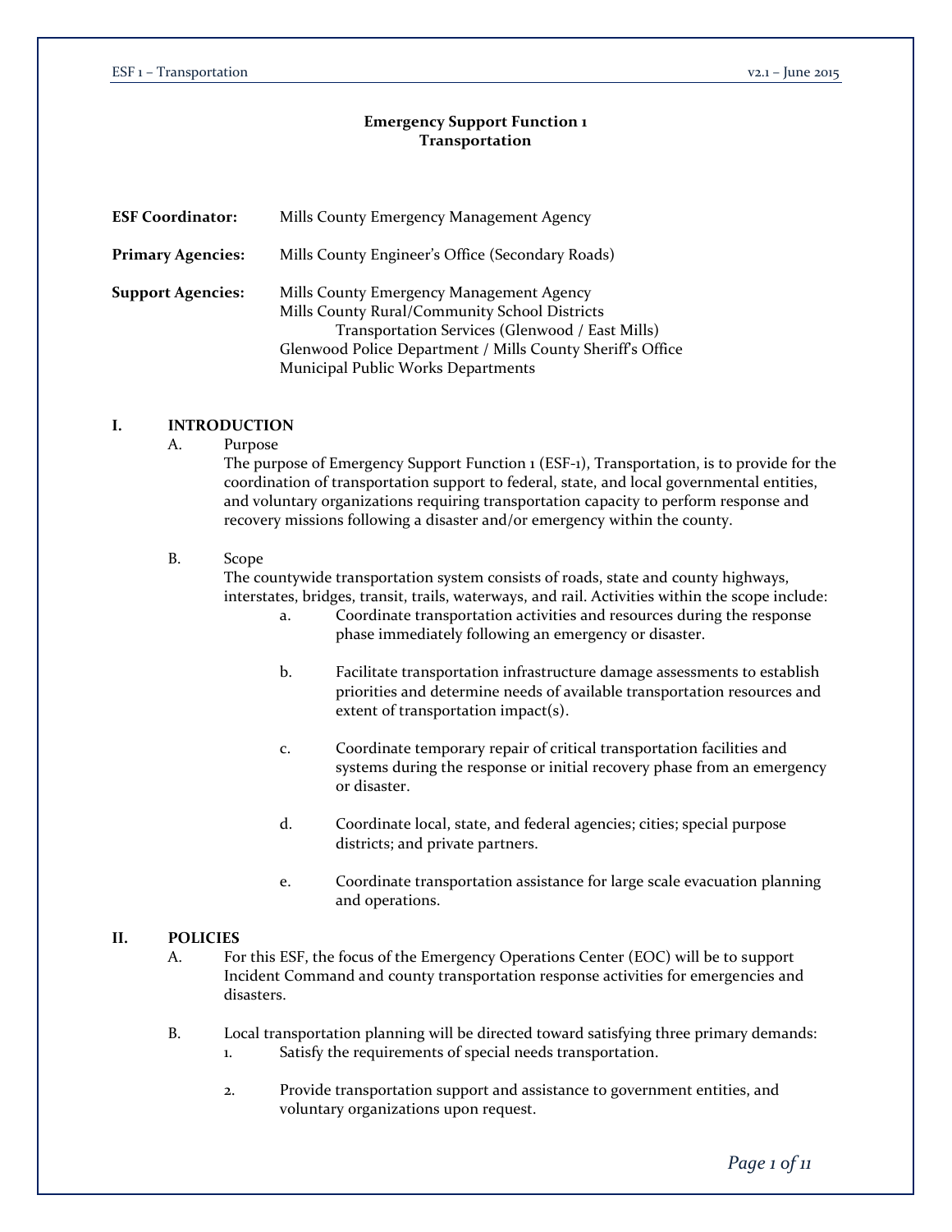# Emergency Support Function 1
# Transportation

**ESF Coordinator:** Mills County Emergency Management Agency

**Primary Agencies:** Mills County Engineer's Office (Secondary Roads)

**Support Agencies:** Mills County Emergency Management Agency
Mills County Rural/Community School Districts
Transportation Services (Glenwood / East Mills)
Glenwood Police Department / Mills County Sheriff's Office
Municipal Public Works Departments

## I. INTRODUCTION

A. Purpose

The purpose of Emergency Support Function 1 (ESF-1), Transportation, is to provide for the coordination of transportation support to federal, state, and local governmental entities, and voluntary organizations requiring transportation capacity to perform response and recovery missions following a disaster and/or emergency within the county.

B. Scope

The countywide transportation system consists of roads, state and county highways, interstates, bridges, transit, trails, waterways, and rail. Activities within the scope include:

a. Coordinate transportation activities and resources during the response phase immediately following an emergency or disaster.

b. Facilitate transportation infrastructure damage assessments to establish priorities and determine needs of available transportation resources and extent of transportation impact(s).

c. Coordinate temporary repair of critical transportation facilities and systems during the response or initial recovery phase from an emergency or disaster.

d. Coordinate local, state, and federal agencies; cities; special purpose districts; and private partners.

e. Coordinate transportation assistance for large scale evacuation planning and operations.

## II. POLICIES

A. For this ESF, the focus of the Emergency Operations Center (EOC) will be to support Incident Command and county transportation response activities for emergencies and disasters.

B. Local transportation planning will be directed toward satisfying three primary demands:

1. Satisfy the requirements of special needs transportation.

2. Provide transportation support and assistance to government entities, and voluntary organizations upon request.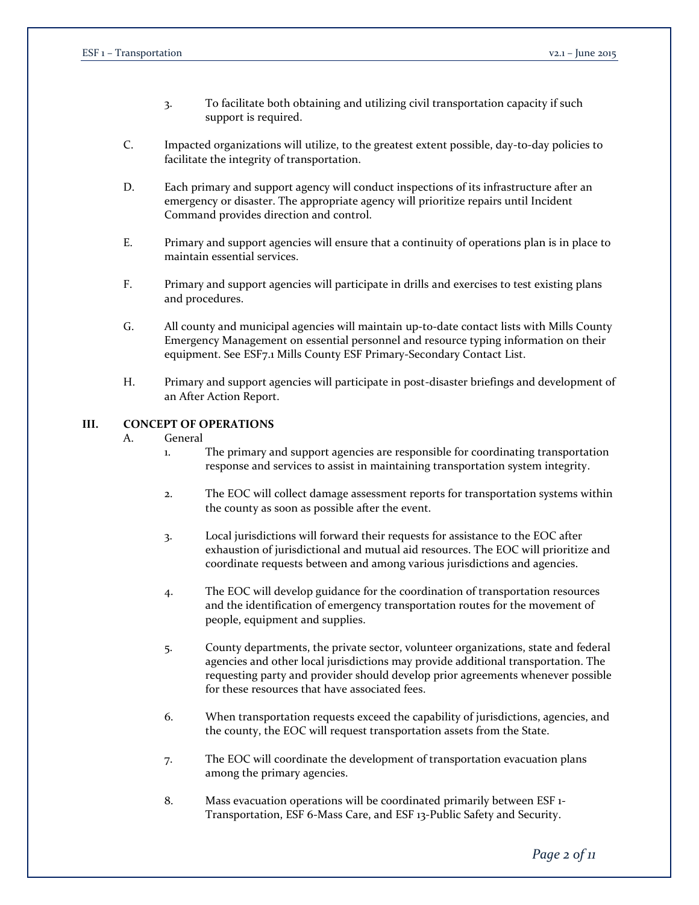3. To facilitate both obtaining and utilizing civil transportation capacity if such support is required.

C. Impacted organizations will utilize, to the greatest extent possible, day-to-day policies to facilitate the integrity of transportation.

D. Each primary and support agency will conduct inspections of its infrastructure after an emergency or disaster. The appropriate agency will prioritize repairs until Incident Command provides direction and control.

E. Primary and support agencies will ensure that a continuity of operations plan is in place to maintain essential services.

F. Primary and support agencies will participate in drills and exercises to test existing plans and procedures.

G. All county and municipal agencies will maintain up-to-date contact lists with Mills County Emergency Management on essential personnel and resource typing information on their equipment. See ESF7.1 Mills County ESF Primary-Secondary Contact List.

H. Primary and support agencies will participate in post-disaster briefings and development of an After Action Report.

## III. CONCEPT OF OPERATIONS

A. General

1. The primary and support agencies are responsible for coordinating transportation response and services to assist in maintaining transportation system integrity.

2. The EOC will collect damage assessment reports for transportation systems within the county as soon as possible after the event.

3. Local jurisdictions will forward their requests for assistance to the EOC after exhaustion of jurisdictional and mutual aid resources. The EOC will prioritize and coordinate requests between and among various jurisdictions and agencies.

4. The EOC will develop guidance for the coordination of transportation resources and the identification of emergency transportation routes for the movement of people, equipment and supplies.

5. County departments, the private sector, volunteer organizations, state and federal agencies and other local jurisdictions may provide additional transportation. The requesting party and provider should develop prior agreements whenever possible for these resources that have associated fees.

6. When transportation requests exceed the capability of jurisdictions, agencies, and the county, the EOC will request transportation assets from the State.

7. The EOC will coordinate the development of transportation evacuation plans among the primary agencies.

8. Mass evacuation operations will be coordinated primarily between ESF 1-Transportation, ESF 6-Mass Care, and ESF 13-Public Safety and Security.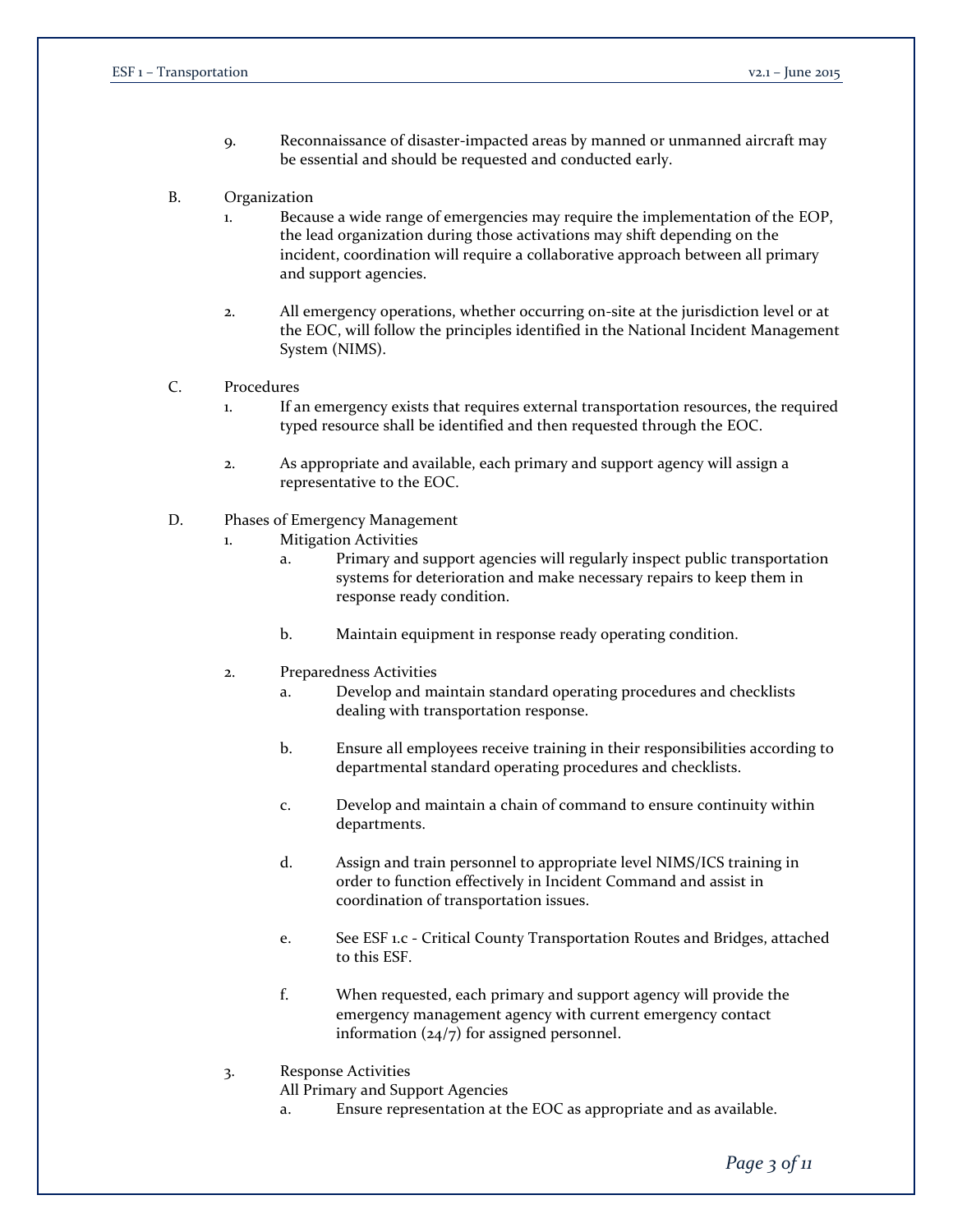9. Reconnaissance of disaster-impacted areas by manned or unmanned aircraft may be essential and should be requested and conducted early.

B. Organization

1. Because a wide range of emergencies may require the implementation of the EOP, the lead organization during those activations may shift depending on the incident, coordination will require a collaborative approach between all primary and support agencies.

2. All emergency operations, whether occurring on-site at the jurisdiction level or at the EOC, will follow the principles identified in the National Incident Management System (NIMS).

C. Procedures

1. If an emergency exists that requires external transportation resources, the required typed resource shall be identified and then requested through the EOC.

2. As appropriate and available, each primary and support agency will assign a representative to the EOC.

D. Phases of Emergency Management

1. Mitigation Activities

   a. Primary and support agencies will regularly inspect public transportation systems for deterioration and make necessary repairs to keep them in response ready condition.

   b. Maintain equipment in response ready operating condition.

2. Preparedness Activities

   a. Develop and maintain standard operating procedures and checklists dealing with transportation response.

   b. Ensure all employees receive training in their responsibilities according to departmental standard operating procedures and checklists.

   c. Develop and maintain a chain of command to ensure continuity within departments.

   d. Assign and train personnel to appropriate level NIMS/ICS training in order to function effectively in Incident Command and assist in coordination of transportation issues.

   e. See ESF 1.c - Critical County Transportation Routes and Bridges, attached to this ESF.

   f. When requested, each primary and support agency will provide the emergency management agency with current emergency contact information (24/7) for assigned personnel.

3. Response Activities

   All Primary and Support Agencies

   a. Ensure representation at the EOC as appropriate and as available.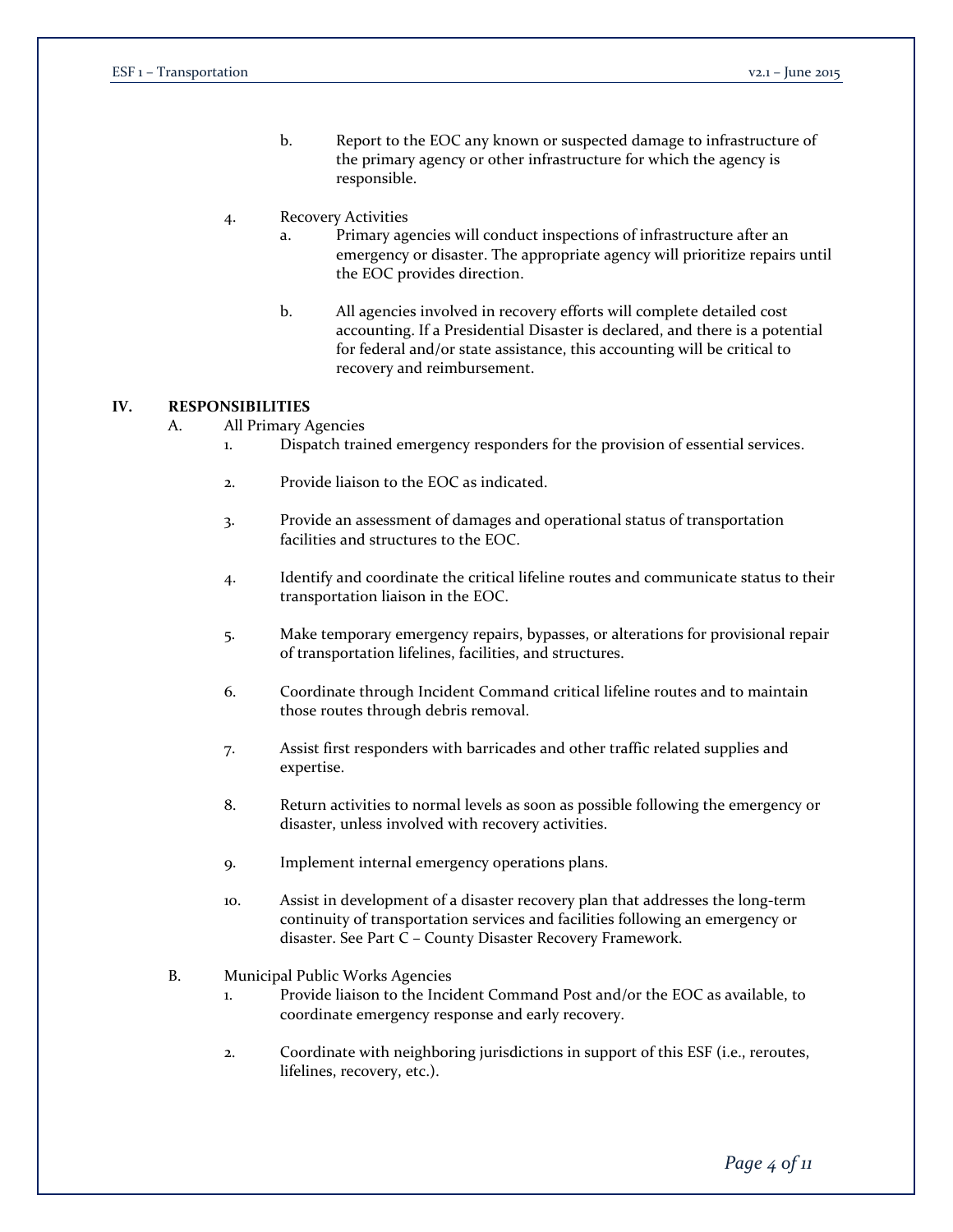b. Report to the EOC any known or suspected damage to infrastructure of the primary agency or other infrastructure for which the agency is responsible.

4. Recovery Activities
   a. Primary agencies will conduct inspections of infrastructure after an emergency or disaster. The appropriate agency will prioritize repairs until the EOC provides direction.

   b. All agencies involved in recovery efforts will complete detailed cost accounting. If a Presidential Disaster is declared, and there is a potential for federal and/or state assistance, this accounting will be critical to recovery and reimbursement.

## IV. RESPONSIBILITIES

A. All Primary Agencies

1. Dispatch trained emergency responders for the provision of essential services.

2. Provide liaison to the EOC as indicated.

3. Provide an assessment of damages and operational status of transportation facilities and structures to the EOC.

4. Identify and coordinate the critical lifeline routes and communicate status to their transportation liaison in the EOC.

5. Make temporary emergency repairs, bypasses, or alterations for provisional repair of transportation lifelines, facilities, and structures.

6. Coordinate through Incident Command critical lifeline routes and to maintain those routes through debris removal.

7. Assist first responders with barricades and other traffic related supplies and expertise.

8. Return activities to normal levels as soon as possible following the emergency or disaster, unless involved with recovery activities.

9. Implement internal emergency operations plans.

10. Assist in development of a disaster recovery plan that addresses the long-term continuity of transportation services and facilities following an emergency or disaster. See Part C – County Disaster Recovery Framework.

B. Municipal Public Works Agencies

1. Provide liaison to the Incident Command Post and/or the EOC as available, to coordinate emergency response and early recovery.

2. Coordinate with neighboring jurisdictions in support of this ESF (i.e., reroutes, lifelines, recovery, etc.).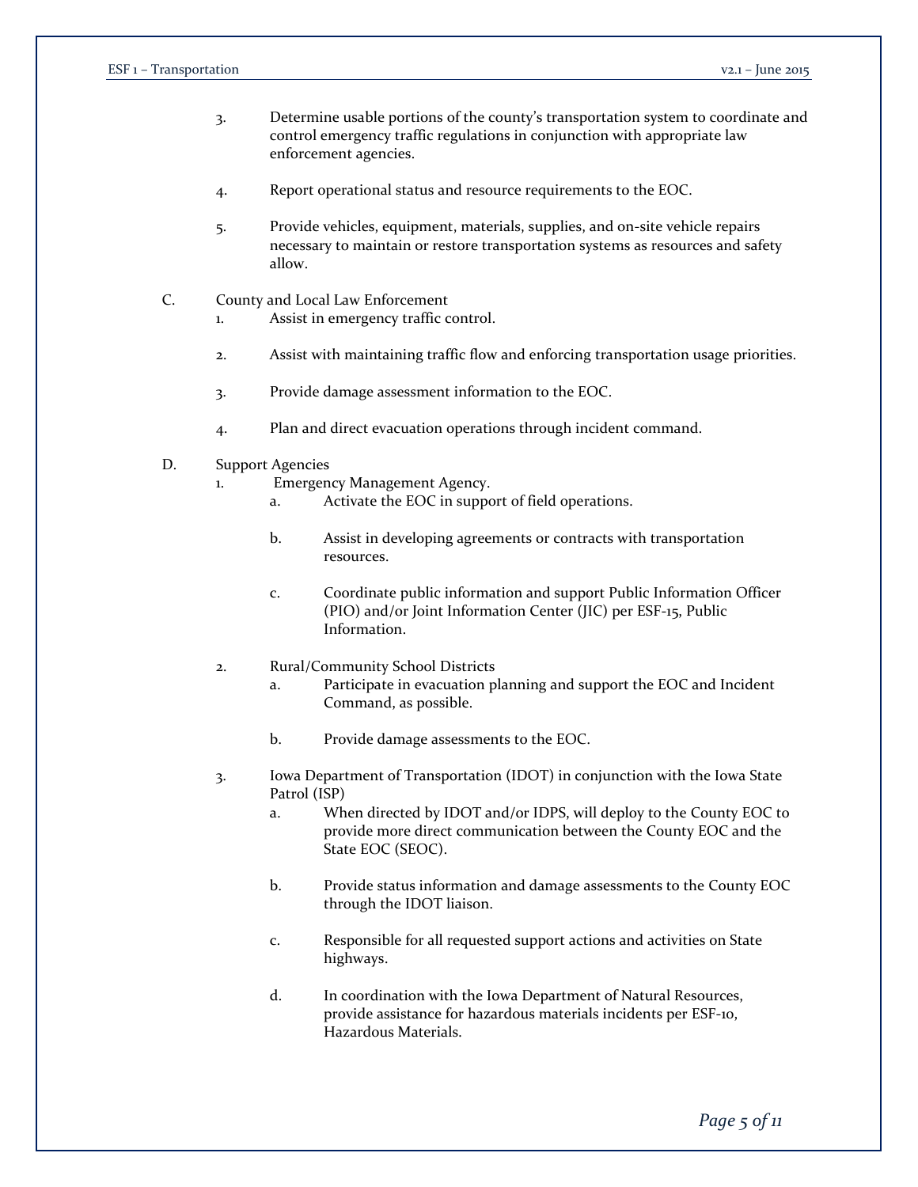3. Determine usable portions of the county's transportation system to coordinate and control emergency traffic regulations in conjunction with appropriate law enforcement agencies.

4. Report operational status and resource requirements to the EOC.

5. Provide vehicles, equipment, materials, supplies, and on-site vehicle repairs necessary to maintain or restore transportation systems as resources and safety allow.

C. County and Local Law Enforcement

1. Assist in emergency traffic control.

2. Assist with maintaining traffic flow and enforcing transportation usage priorities.

3. Provide damage assessment information to the EOC.

4. Plan and direct evacuation operations through incident command.

D. Support Agencies

1. Emergency Management Agency.

   a. Activate the EOC in support of field operations.

   b. Assist in developing agreements or contracts with transportation resources.

   c. Coordinate public information and support Public Information Officer (PIO) and/or Joint Information Center (JIC) per ESF-15, Public Information.

2. Rural/Community School Districts

   a. Participate in evacuation planning and support the EOC and Incident Command, as possible.

   b. Provide damage assessments to the EOC.

3. Iowa Department of Transportation (IDOT) in conjunction with the Iowa State Patrol (ISP)

   a. When directed by IDOT and/or IDPS, will deploy to the County EOC to provide more direct communication between the County EOC and the State EOC (SEOC).

   b. Provide status information and damage assessments to the County EOC through the IDOT liaison.

   c. Responsible for all requested support actions and activities on State highways.

   d. In coordination with the Iowa Department of Natural Resources, provide assistance for hazardous materials incidents per ESF-10, Hazardous Materials.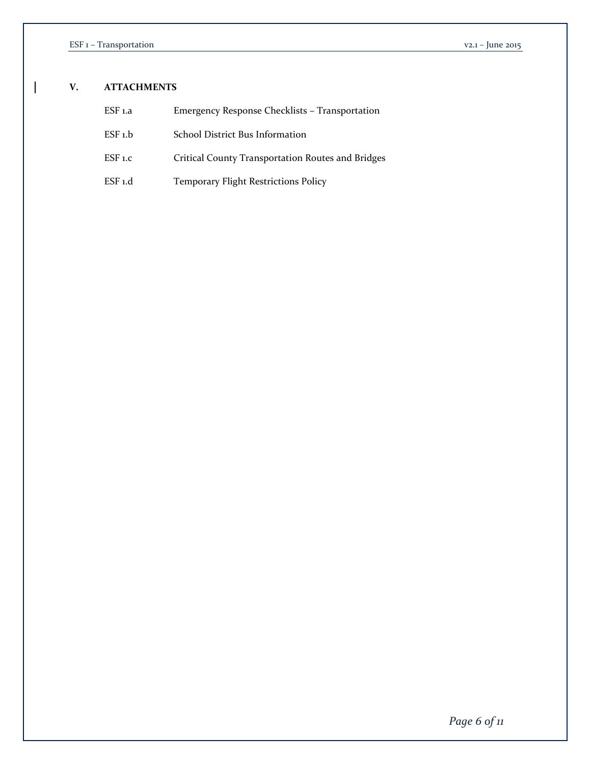## V. ATTACHMENTS

| | |
|---|---|
| ESF 1.a | Emergency Response Checklists – Transportation |
| ESF 1.b | School District Bus Information |
| ESF 1.c | Critical County Transportation Routes and Bridges |
| ESF 1.d | Temporary Flight Restrictions Policy |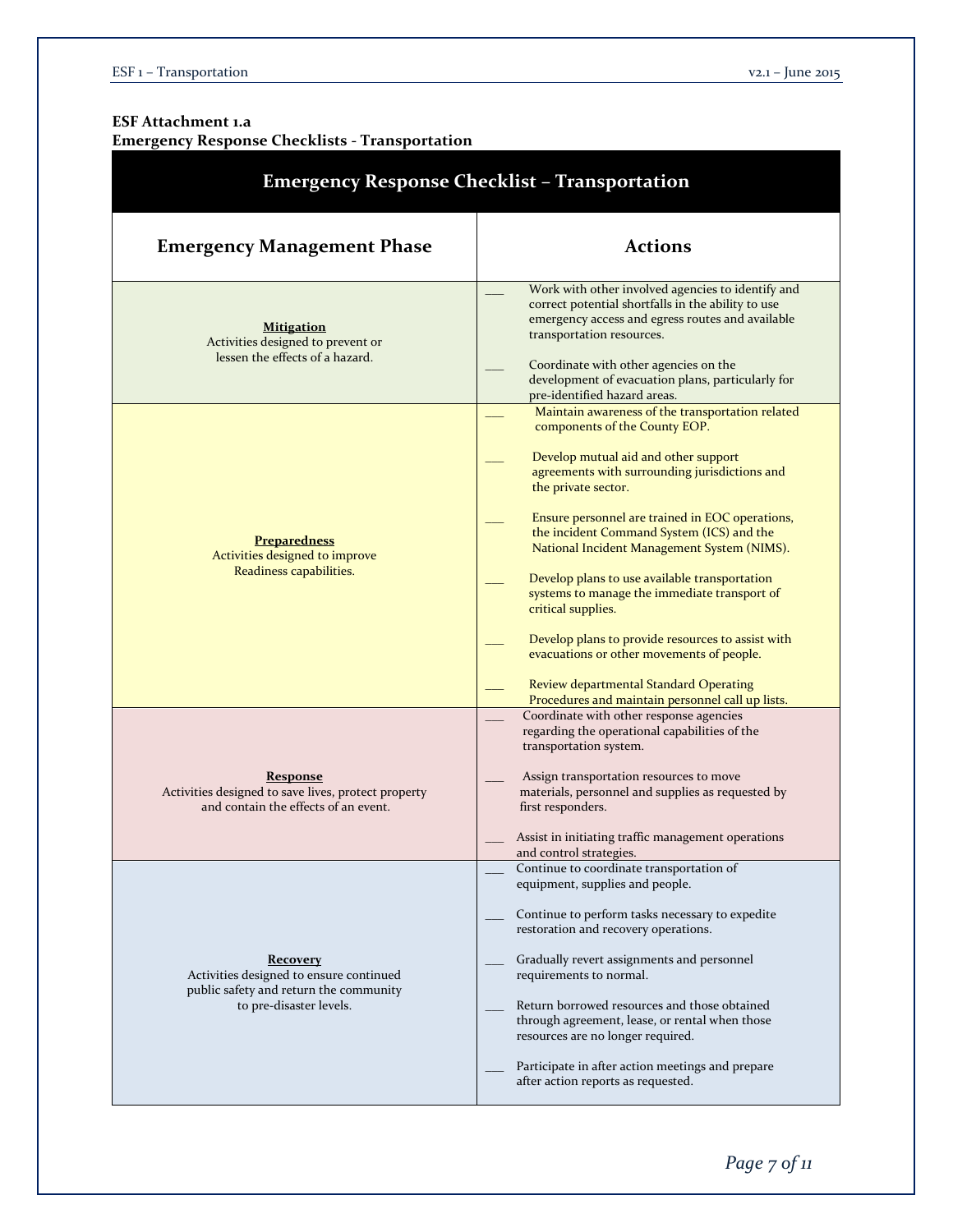**ESF Attachment 1.a**
**Emergency Response Checklists - Transportation**

| Emergency Response Checklist – Transportation | |
|---|---|
| **Emergency Management Phase** | **Actions** |
| **Mitigation**<br>Activities designed to prevent or lessen the effects of a hazard. | ___ Work with other involved agencies to identify and correct potential shortfalls in the ability to use emergency access and egress routes and available transportation resources.<br><br>___ Coordinate with other agencies on the development of evacuation plans, particularly for pre-identified hazard areas. |
| **Preparedness**<br>Activities designed to improve Readiness capabilities. | ___ Maintain awareness of the transportation related components of the County EOP.<br><br>___ Develop mutual aid and other support agreements with surrounding jurisdictions and the private sector.<br><br>___ Ensure personnel are trained in EOC operations, the incident Command System (ICS) and the National Incident Management System (NIMS).<br><br>___ Develop plans to use available transportation systems to manage the immediate transport of critical supplies.<br><br>___ Develop plans to provide resources to assist with evacuations or other movements of people.<br><br>___ Review departmental Standard Operating Procedures and maintain personnel call up lists. |
| **Response**<br>Activities designed to save lives, protect property and contain the effects of an event. | ___ Coordinate with other response agencies regarding the operational capabilities of the transportation system.<br><br>___ Assign transportation resources to move materials, personnel and supplies as requested by first responders.<br><br>___ Assist in initiating traffic management operations and control strategies. |
| **Recovery**<br>Activities designed to ensure continued public safety and return the community to pre-disaster levels. | ___ Continue to coordinate transportation of equipment, supplies and people.<br><br>___ Continue to perform tasks necessary to expedite restoration and recovery operations.<br><br>___ Gradually revert assignments and personnel requirements to normal.<br><br>___ Return borrowed resources and those obtained through agreement, lease, or rental when those resources are no longer required.<br><br>___ Participate in after action meetings and prepare after action reports as requested. |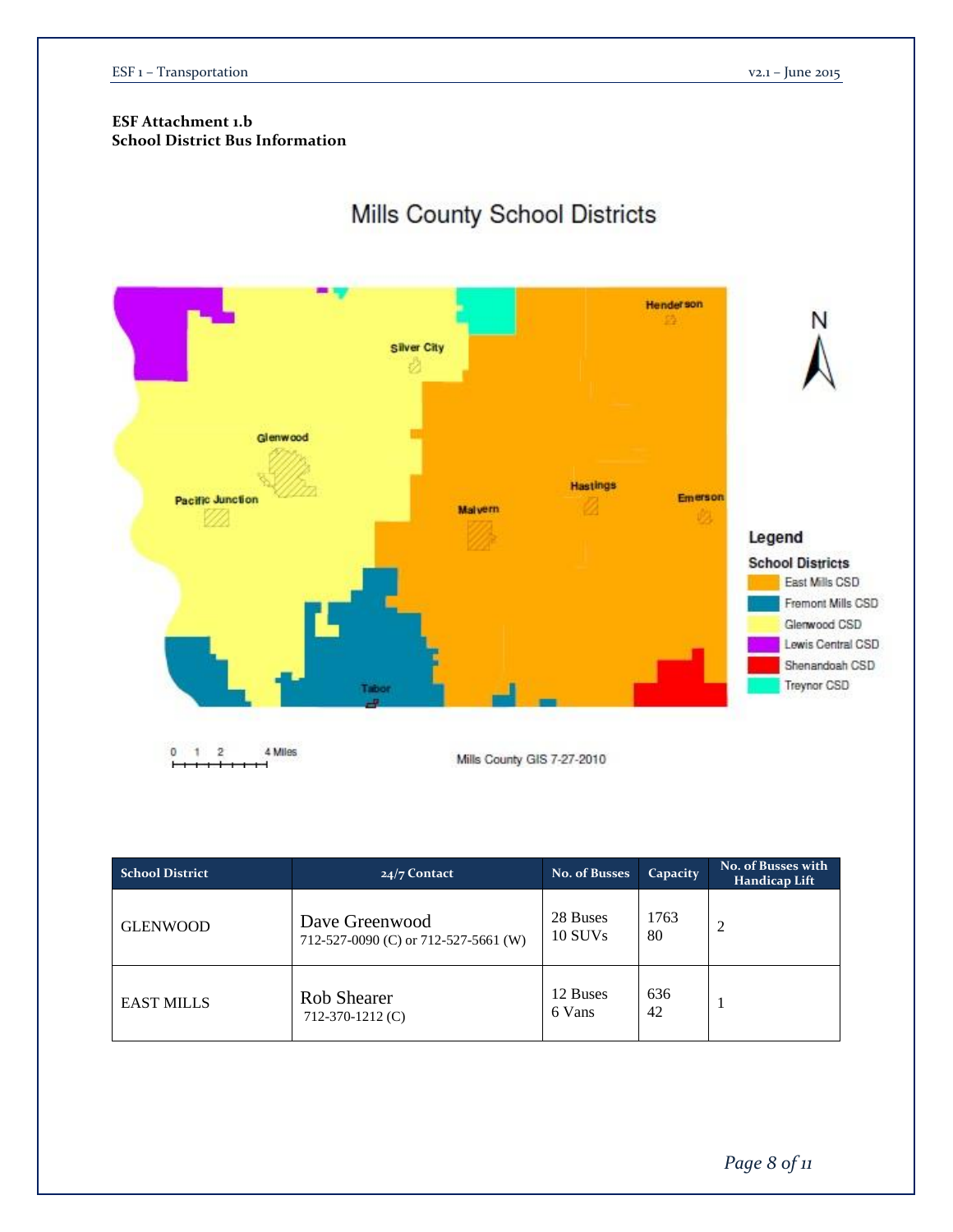**ESF Attachment 1.b**
**School District Bus Information**

Mills County School Districts

Mills County GIS 7-27-2010

| School District | 24/7 Contact | No. of Busses | Capacity | No. of Busses with Handicap Lift |
|---|---|---|---|---|
| GLENWOOD | Dave Greenwood<br>712-527-0090 (C) or 712-527-5661 (W) | 28 Buses<br>10 SUVs | 1763<br>80 | 2 |
| EAST MILLS | Rob Shearer<br>712-370-1212 (C) | 12 Buses<br>6 Vans | 636<br>42 | 1 |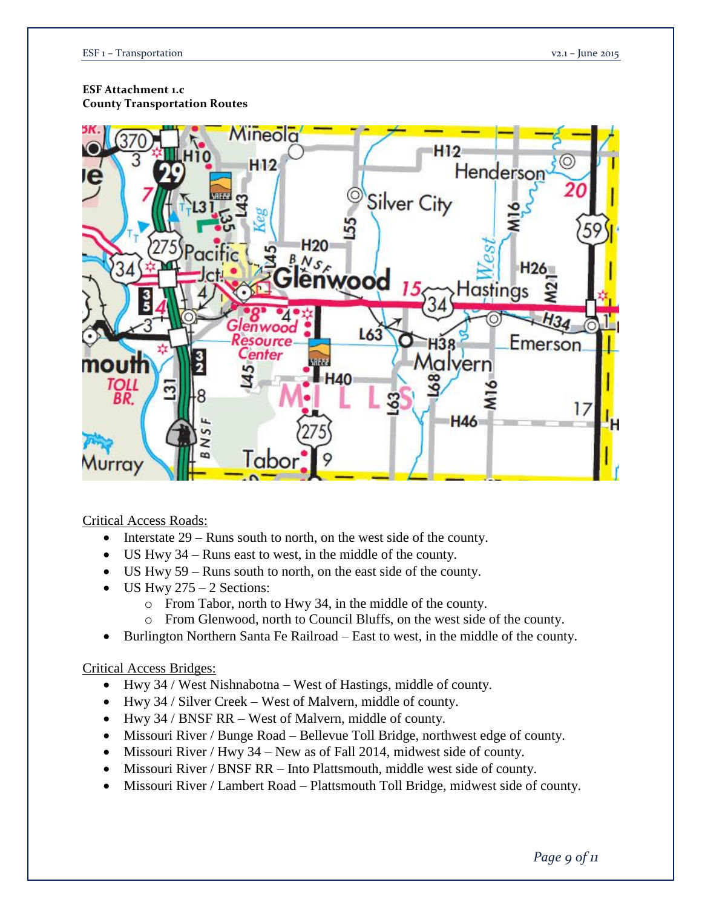**ESF Attachment 1.c**
**County Transportation Routes**

Critical Access Roads:

- Interstate 29 – Runs south to north, on the west side of the county.
- US Hwy 34 – Runs east to west, in the middle of the county.
- US Hwy 59 – Runs south to north, on the east side of the county.
- US Hwy 275 – 2 Sections:
  - From Tabor, north to Hwy 34, in the middle of the county.
  - From Glenwood, north to Council Bluffs, on the west side of the county.
- Burlington Northern Santa Fe Railroad – East to west, in the middle of the county.

Critical Access Bridges:

- Hwy 34 / West Nishnabotna – West of Hastings, middle of county.
- Hwy 34 / Silver Creek – West of Malvern, middle of county.
- Hwy 34 / BNSF RR – West of Malvern, middle of county.
- Missouri River / Bunge Road – Bellevue Toll Bridge, northwest edge of county.
- Missouri River / Hwy 34 – New as of Fall 2014, midwest side of county.
- Missouri River / BNSF RR – Into Plattsmouth, middle west side of county.
- Missouri River / Lambert Road – Plattsmouth Toll Bridge, midwest side of county.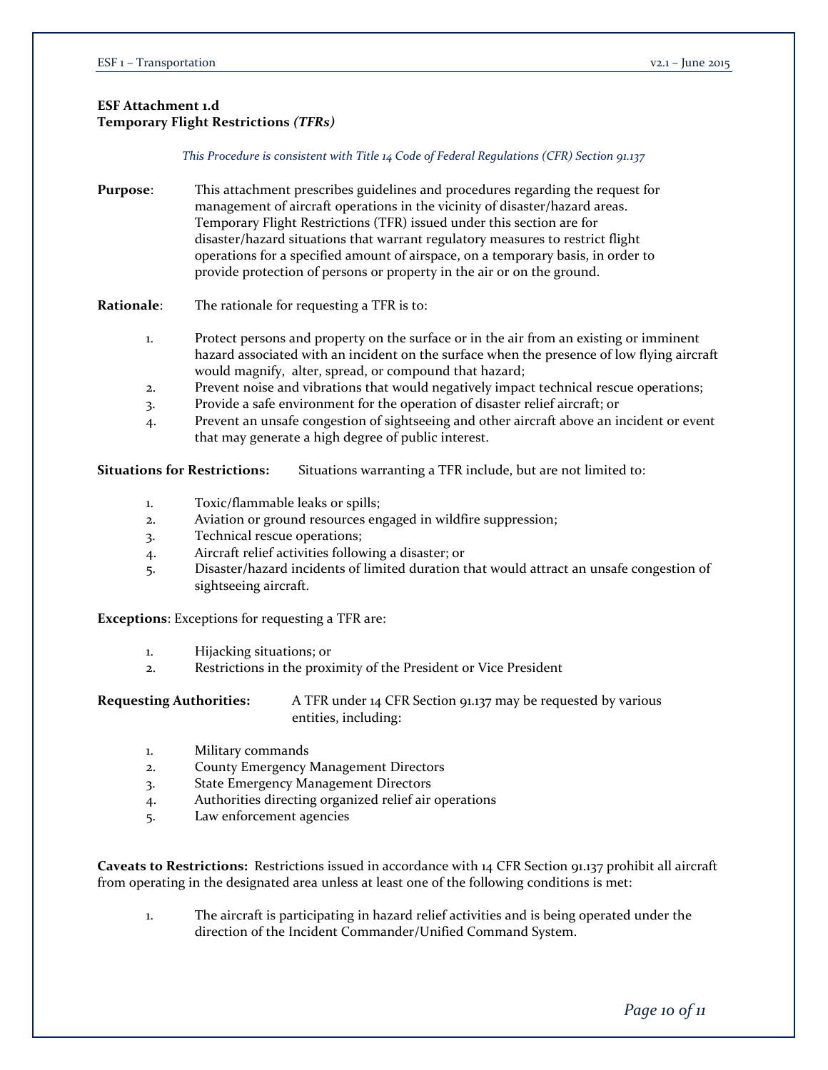**ESF Attachment 1.d**
**Temporary Flight Restrictions *(TFRs)***

*This Procedure is consistent with Title 14 Code of Federal Regulations (CFR) Section 91.137*

**Purpose**: This attachment prescribes guidelines and procedures regarding the request for management of aircraft operations in the vicinity of disaster/hazard areas. Temporary Flight Restrictions (TFR) issued under this section are for disaster/hazard situations that warrant regulatory measures to restrict flight operations for a specified amount of airspace, on a temporary basis, in order to provide protection of persons or property in the air or on the ground.

**Rationale**: The rationale for requesting a TFR is to:

1. Protect persons and property on the surface or in the air from an existing or imminent hazard associated with an incident on the surface when the presence of low flying aircraft would magnify, alter, spread, or compound that hazard;
2. Prevent noise and vibrations that would negatively impact technical rescue operations;
3. Provide a safe environment for the operation of disaster relief aircraft; or
4. Prevent an unsafe congestion of sightseeing and other aircraft above an incident or event that may generate a high degree of public interest.

**Situations for Restrictions:** Situations warranting a TFR include, but are not limited to:

1. Toxic/flammable leaks or spills;
2. Aviation or ground resources engaged in wildfire suppression;
3. Technical rescue operations;
4. Aircraft relief activities following a disaster; or
5. Disaster/hazard incidents of limited duration that would attract an unsafe congestion of sightseeing aircraft.

**Exceptions**: Exceptions for requesting a TFR are:

1. Hijacking situations; or
2. Restrictions in the proximity of the President or Vice President

**Requesting Authorities:** A TFR under 14 CFR Section 91.137 may be requested by various entities, including:

1. Military commands
2. County Emergency Management Directors
3. State Emergency Management Directors
4. Authorities directing organized relief air operations
5. Law enforcement agencies

**Caveats to Restrictions:** Restrictions issued in accordance with 14 CFR Section 91.137 prohibit all aircraft from operating in the designated area unless at least one of the following conditions is met:

1. The aircraft is participating in hazard relief activities and is being operated under the direction of the Incident Commander/Unified Command System.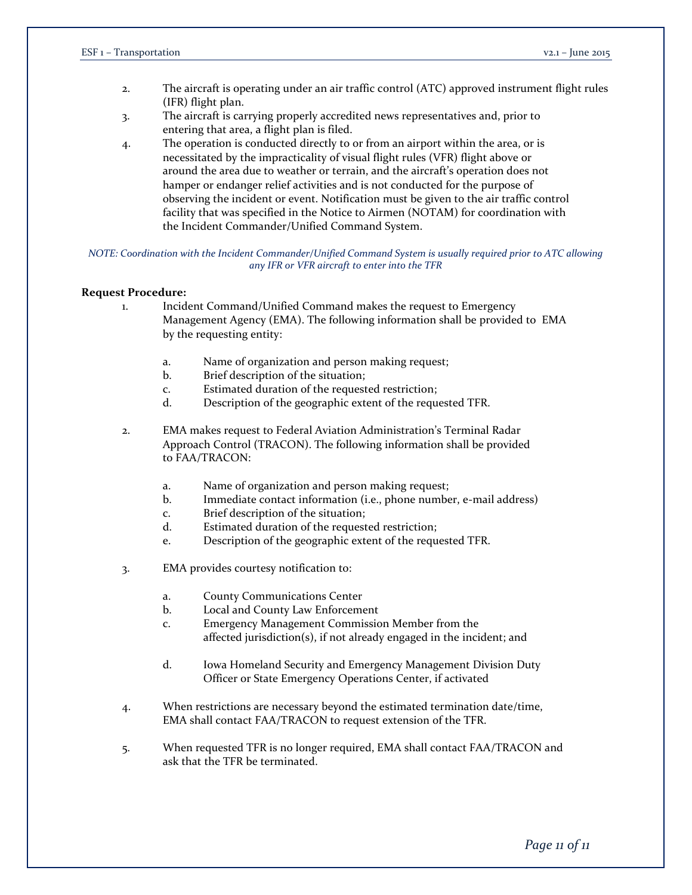2. The aircraft is operating under an air traffic control (ATC) approved instrument flight rules (IFR) flight plan.
3. The aircraft is carrying properly accredited news representatives and, prior to entering that area, a flight plan is filed.
4. The operation is conducted directly to or from an airport within the area, or is necessitated by the impracticality of visual flight rules (VFR) flight above or around the area due to weather or terrain, and the aircraft's operation does not hamper or endanger relief activities and is not conducted for the purpose of observing the incident or event. Notification must be given to the air traffic control facility that was specified in the Notice to Airmen (NOTAM) for coordination with the Incident Commander/Unified Command System.

*NOTE: Coordination with the Incident Commander/Unified Command System is usually required prior to ATC allowing any IFR or VFR aircraft to enter into the TFR*

**Request Procedure:**

1. Incident Command/Unified Command makes the request to Emergency Management Agency (EMA). The following information shall be provided to EMA by the requesting entity:

   a. Name of organization and person making request;
   b. Brief description of the situation;
   c. Estimated duration of the requested restriction;
   d. Description of the geographic extent of the requested TFR.

2. EMA makes request to Federal Aviation Administration's Terminal Radar Approach Control (TRACON). The following information shall be provided to FAA/TRACON:

   a. Name of organization and person making request;
   b. Immediate contact information (i.e., phone number, e-mail address)
   c. Brief description of the situation;
   d. Estimated duration of the requested restriction;
   e. Description of the geographic extent of the requested TFR.

3. EMA provides courtesy notification to:

   a. County Communications Center
   b. Local and County Law Enforcement
   c. Emergency Management Commission Member from the affected jurisdiction(s), if not already engaged in the incident; and
   d. Iowa Homeland Security and Emergency Management Division Duty Officer or State Emergency Operations Center, if activated

4. When restrictions are necessary beyond the estimated termination date/time, EMA shall contact FAA/TRACON to request extension of the TFR.

5. When requested TFR is no longer required, EMA shall contact FAA/TRACON and ask that the TFR be terminated.